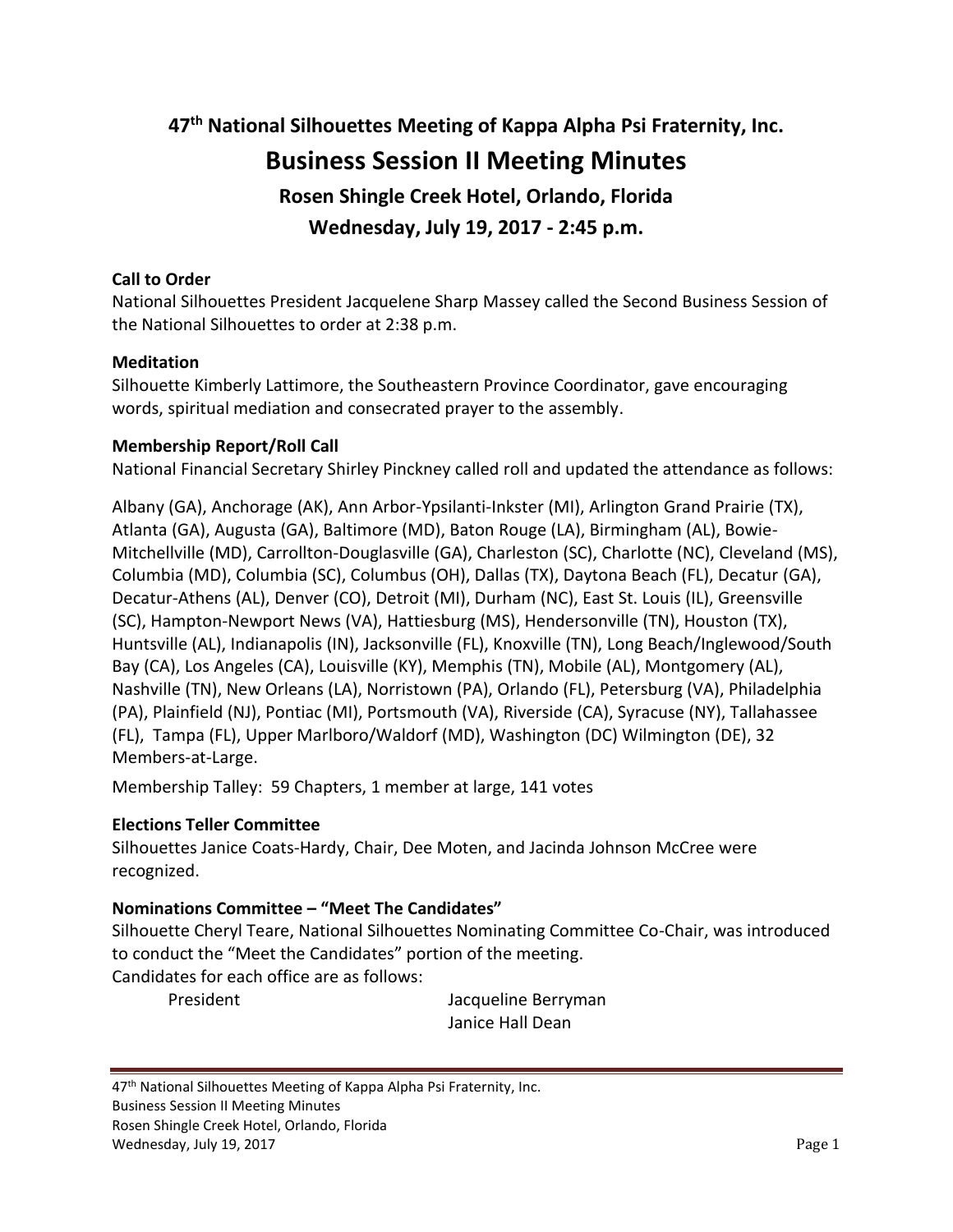# 47th National Silhouettes Meeting of Kappa Alpha Psi Fraternity, Inc.

## Business Session II Meeting Minutes

### Rosen Shingle Creek Hotel, Orlando, Florida

### Wednesday, July 19, 2017 - 2:45 p.m.

**Call to Order**

National Silhouettes President Jacquelene Sharp Massey called the Second Business Session of the National Silhouettes to order at 2:38 p.m.

**Meditation**

Silhouette Kimberly Lattimore, the Southeastern Province Coordinator, gave encouraging words, spiritual mediation and consecrated prayer to the assembly.

**Membership Report/Roll Call**

National Financial Secretary Shirley Pinckney called roll and updated the attendance as follows:

Albany (GA), Anchorage (AK), Ann Arbor-Ypsilanti-Inkster (MI), Arlington Grand Prairie (TX), Atlanta (GA), Augusta (GA), Baltimore (MD), Baton Rouge (LA), Birmingham (AL), Bowie-Mitchellville (MD), Carrollton-Douglasville (GA), Charleston (SC), Charlotte (NC), Cleveland (MS), Columbia (MD), Columbia (SC), Columbus (OH), Dallas (TX), Daytona Beach (FL), Decatur (GA), Decatur-Athens (AL), Denver (CO), Detroit (MI), Durham (NC), East St. Louis (IL), Greensville (SC), Hampton-Newport News (VA), Hattiesburg (MS), Hendersonville (TN), Houston (TX), Huntsville (AL), Indianapolis (IN), Jacksonville (FL), Knoxville (TN), Long Beach/Inglewood/South Bay (CA), Los Angeles (CA), Louisville (KY), Memphis (TN), Mobile (AL), Montgomery (AL), Nashville (TN), New Orleans (LA), Norristown (PA), Orlando (FL), Petersburg (VA), Philadelphia (PA), Plainfield (NJ), Pontiac (MI), Portsmouth (VA), Riverside (CA), Syracuse (NY), Tallahassee (FL), Tampa (FL), Upper Marlboro/Waldorf (MD), Washington (DC) Wilmington (DE), 32 Members-at-Large.

Membership Talley: 59 Chapters, 1 member at large, 141 votes

**Elections Teller Committee**

Silhouettes Janice Coats-Hardy, Chair, Dee Moten, and Jacinda Johnson McCree were recognized.

**Nominations Committee – "Meet The Candidates"**

Silhouette Cheryl Teare, National Silhouettes Nominating Committee Co-Chair, was introduced to conduct the "Meet the Candidates" portion of the meeting.

Candidates for each office are as follows:

| | |
|---|---|
| President | Jacqueline Berryman |
| | Janice Hall Dean |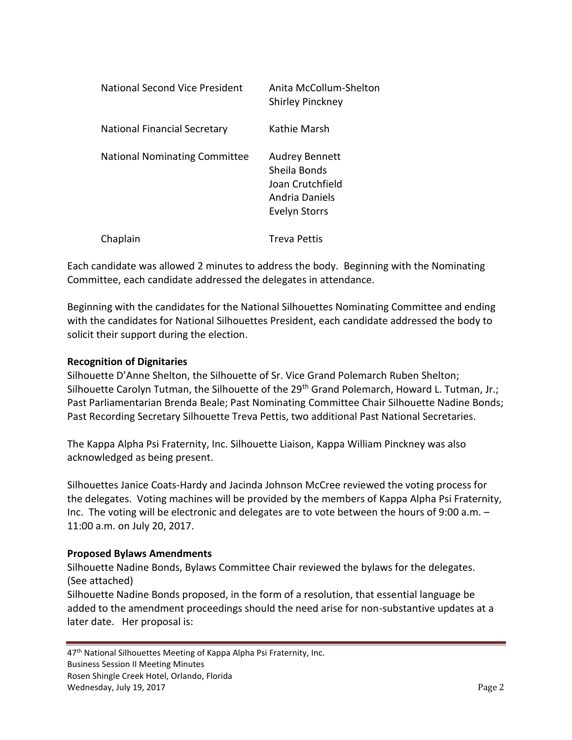| | |
|---|---|
| National Second Vice President | Anita McCollum-Shelton<br>Shirley Pinckney |
| National Financial Secretary | Kathie Marsh |
| National Nominating Committee | Audrey Bennett<br>Sheila Bonds<br>Joan Crutchfield<br>Andria Daniels<br>Evelyn Storrs |
| Chaplain | Treva Pettis |

Each candidate was allowed 2 minutes to address the body. Beginning with the Nominating Committee, each candidate addressed the delegates in attendance.

Beginning with the candidates for the National Silhouettes Nominating Committee and ending with the candidates for National Silhouettes President, each candidate addressed the body to solicit their support during the election.

**Recognition of Dignitaries**

Silhouette D'Anne Shelton, the Silhouette of Sr. Vice Grand Polemarch Ruben Shelton; Silhouette Carolyn Tutman, the Silhouette of the 29th Grand Polemarch, Howard L. Tutman, Jr.; Past Parliamentarian Brenda Beale; Past Nominating Committee Chair Silhouette Nadine Bonds; Past Recording Secretary Silhouette Treva Pettis, two additional Past National Secretaries.

The Kappa Alpha Psi Fraternity, Inc. Silhouette Liaison, Kappa William Pinckney was also acknowledged as being present.

Silhouettes Janice Coats-Hardy and Jacinda Johnson McCree reviewed the voting process for the delegates. Voting machines will be provided by the members of Kappa Alpha Psi Fraternity, Inc. The voting will be electronic and delegates are to vote between the hours of 9:00 a.m. – 11:00 a.m. on July 20, 2017.

**Proposed Bylaws Amendments**

Silhouette Nadine Bonds, Bylaws Committee Chair reviewed the bylaws for the delegates. (See attached)

Silhouette Nadine Bonds proposed, in the form of a resolution, that essential language be added to the amendment proceedings should the need arise for non-substantive updates at a later date. Her proposal is: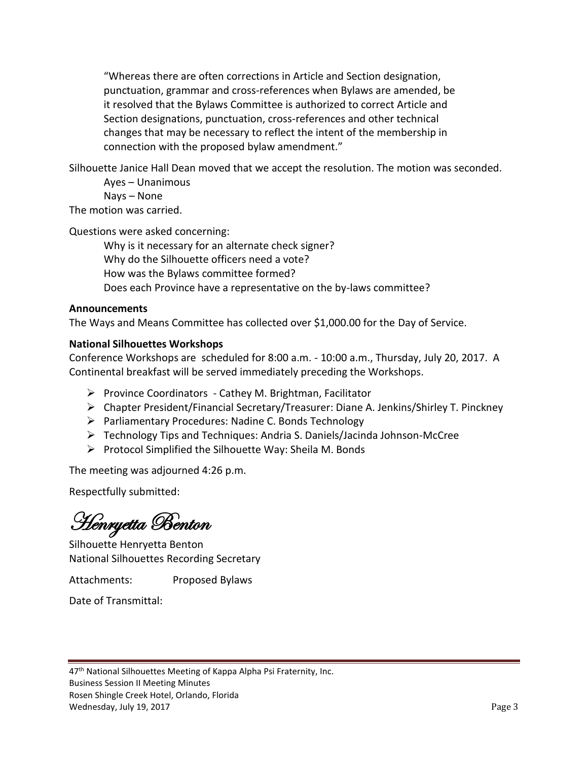"Whereas there are often corrections in Article and Section designation, punctuation, grammar and cross-references when Bylaws are amended, be it resolved that the Bylaws Committee is authorized to correct Article and Section designations, punctuation, cross-references and other technical changes that may be necessary to reflect the intent of the membership in connection with the proposed bylaw amendment."

Silhouette Janice Hall Dean moved that we accept the resolution. The motion was seconded.

Ayes – Unanimous
Nays – None

The motion was carried.

Questions were asked concerning:

Why is it necessary for an alternate check signer?
Why do the Silhouette officers need a vote?
How was the Bylaws committee formed?
Does each Province have a representative on the by-laws committee?

**Announcements**

The Ways and Means Committee has collected over $1,000.00 for the Day of Service.

**National Silhouettes Workshops**

Conference Workshops are scheduled for 8:00 a.m. - 10:00 a.m., Thursday, July 20, 2017. A Continental breakfast will be served immediately preceding the Workshops.

- Province Coordinators - Cathey M. Brightman, Facilitator
- Chapter President/Financial Secretary/Treasurer: Diane A. Jenkins/Shirley T. Pinckney
- Parliamentary Procedures: Nadine C. Bonds Technology
- Technology Tips and Techniques: Andria S. Daniels/Jacinda Johnson-McCree
- Protocol Simplified the Silhouette Way: Sheila M. Bonds

The meeting was adjourned 4:26 p.m.

Respectfully submitted:

*Henryetta Benton*

Silhouette Henryetta Benton
National Silhouettes Recording Secretary

Attachments: Proposed Bylaws

Date of Transmittal: